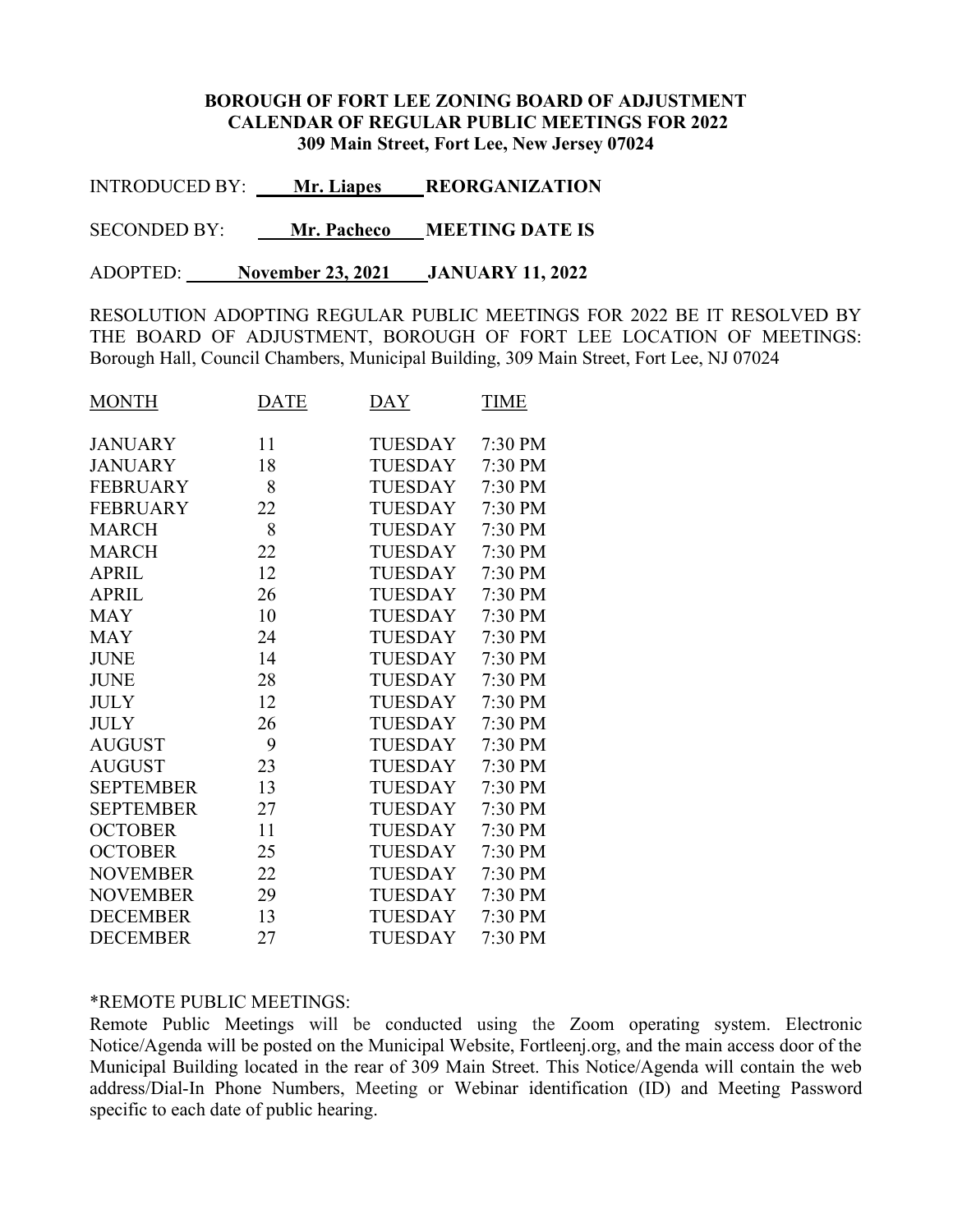**BOROUGH OF FORT LEE ZONING BOARD OF ADJUSTMENT**
**CALENDAR OF REGULAR PUBLIC MEETINGS FOR 2022**
**309 Main Street, Fort Lee, New Jersey 07024**

INTRODUCED BY: **Mr. Liapes** **REORGANIZATION**

SECONDED BY: **Mr. Pacheco** **MEETING DATE IS**

ADOPTED: **November 23, 2021** **JANUARY 11, 2022**

RESOLUTION ADOPTING REGULAR PUBLIC MEETINGS FOR 2022 BE IT RESOLVED BY THE BOARD OF ADJUSTMENT, BOROUGH OF FORT LEE LOCATION OF MEETINGS: Borough Hall, Council Chambers, Municipal Building, 309 Main Street, Fort Lee, NJ 07024

| MONTH | DATE | DAY | TIME |
|---|---|---|---|
| JANUARY | 11 | TUESDAY | 7:30 PM |
| JANUARY | 18 | TUESDAY | 7:30 PM |
| FEBRUARY | 8 | TUESDAY | 7:30 PM |
| FEBRUARY | 22 | TUESDAY | 7:30 PM |
| MARCH | 8 | TUESDAY | 7:30 PM |
| MARCH | 22 | TUESDAY | 7:30 PM |
| APRIL | 12 | TUESDAY | 7:30 PM |
| APRIL | 26 | TUESDAY | 7:30 PM |
| MAY | 10 | TUESDAY | 7:30 PM |
| MAY | 24 | TUESDAY | 7:30 PM |
| JUNE | 14 | TUESDAY | 7:30 PM |
| JUNE | 28 | TUESDAY | 7:30 PM |
| JULY | 12 | TUESDAY | 7:30 PM |
| JULY | 26 | TUESDAY | 7:30 PM |
| AUGUST | 9 | TUESDAY | 7:30 PM |
| AUGUST | 23 | TUESDAY | 7:30 PM |
| SEPTEMBER | 13 | TUESDAY | 7:30 PM |
| SEPTEMBER | 27 | TUESDAY | 7:30 PM |
| OCTOBER | 11 | TUESDAY | 7:30 PM |
| OCTOBER | 25 | TUESDAY | 7:30 PM |
| NOVEMBER | 22 | TUESDAY | 7:30 PM |
| NOVEMBER | 29 | TUESDAY | 7:30 PM |
| DECEMBER | 13 | TUESDAY | 7:30 PM |
| DECEMBER | 27 | TUESDAY | 7:30 PM |

*REMOTE PUBLIC MEETINGS:

Remote Public Meetings will be conducted using the Zoom operating system. Electronic Notice/Agenda will be posted on the Municipal Website, Fortleenj.org, and the main access door of the Municipal Building located in the rear of 309 Main Street. This Notice/Agenda will contain the web address/Dial-In Phone Numbers, Meeting or Webinar identification (ID) and Meeting Password specific to each date of public hearing.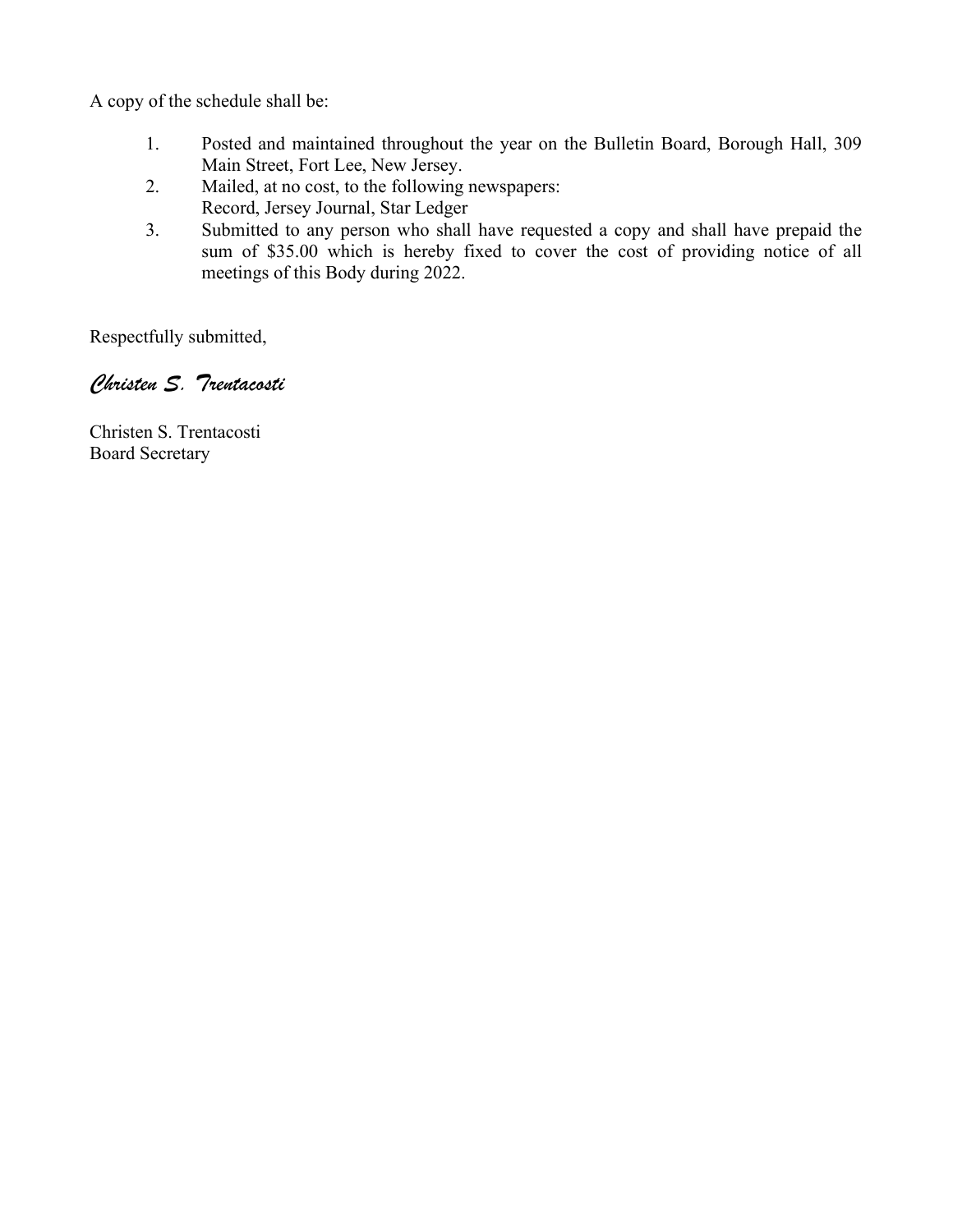A copy of the schedule shall be:

1. Posted and maintained throughout the year on the Bulletin Board, Borough Hall, 309 Main Street, Fort Lee, New Jersey.
2. Mailed, at no cost, to the following newspapers:
   Record, Jersey Journal, Star Ledger
3. Submitted to any person who shall have requested a copy and shall have prepaid the sum of $35.00 which is hereby fixed to cover the cost of providing notice of all meetings of this Body during 2022.

Respectfully submitted,

*Christen S. Trentacosti*

Christen S. Trentacosti
Board Secretary